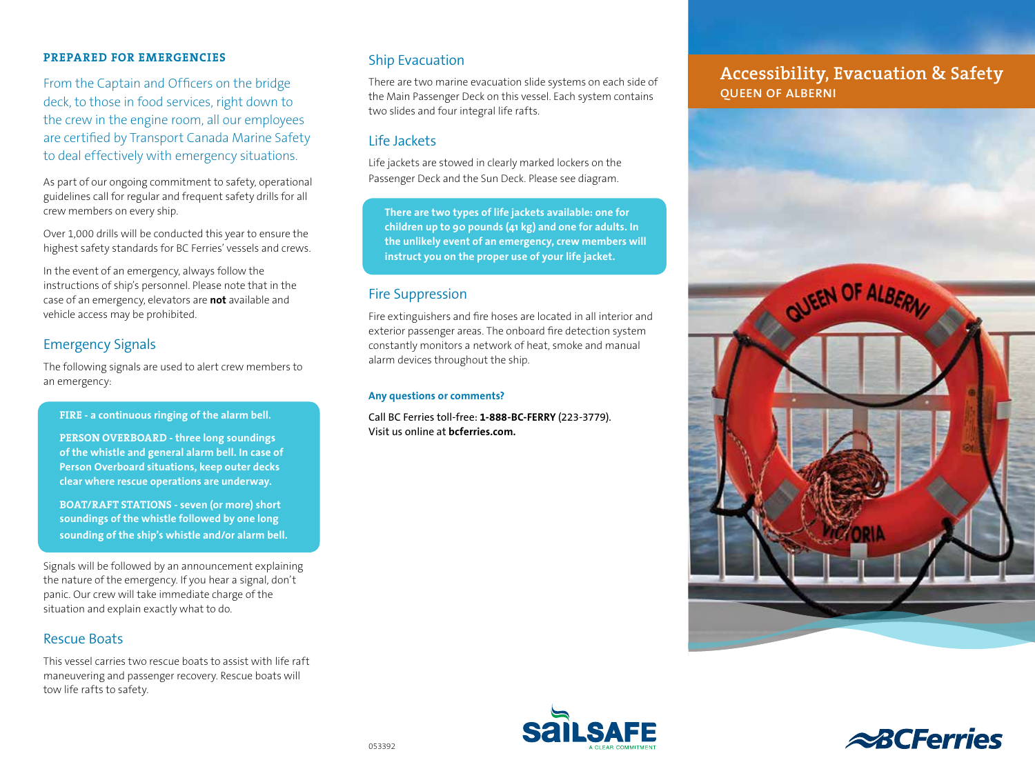# Accessibility, Evacuation & Safety

**QUEEN OF ALBERNI**

## PREPARED FOR EMERGENCIES

From the Captain and Officers on the bridge deck, to those in food services, right down to the crew in the engine room, all our employees are certified by Transport Canada Marine Safety to deal effectively with emergency situations.

As part of our ongoing commitment to safety, operational guidelines call for regular and frequent safety drills for all crew members on every ship.

Over 1,000 drills will be conducted this year to ensure the highest safety standards for BC Ferries' vessels and crews.

In the event of an emergency, always follow the instructions of ship's personnel. Please note that in the case of an emergency, elevators are **not** available and vehicle access may be prohibited.

### Emergency Signals

The following signals are used to alert crew members to an emergency:

**FIRE - a continuous ringing of the alarm bell.**

**PERSON OVERBOARD - three long soundings of the whistle and general alarm bell. In case of Person Overboard situations, keep outer decks clear where rescue operations are underway.**

**BOAT/RAFT STATIONS - seven (or more) short soundings of the whistle followed by one long sounding of the ship's whistle and/or alarm bell.**

Signals will be followed by an announcement explaining the nature of the emergency. If you hear a signal, don't panic. Our crew will take immediate charge of the situation and explain exactly what to do.

### Rescue Boats

This vessel carries two rescue boats to assist with life raft maneuvering and passenger recovery. Rescue boats will tow life rafts to safety.

### Ship Evacuation

There are two marine evacuation slide systems on each side of the Main Passenger Deck on this vessel. Each system contains two slides and four integral life rafts.

### Life Jackets

Life jackets are stowed in clearly marked lockers on the Passenger Deck and the Sun Deck. Please see diagram.

**There are two types of life jackets available: one for children up to 90 pounds (41 kg) and one for adults. In the unlikely event of an emergency, crew members will instruct you on the proper use of your life jacket.**

### Fire Suppression

Fire extinguishers and fire hoses are located in all interior and exterior passenger areas. The onboard fire detection system constantly monitors a network of heat, smoke and manual alarm devices throughout the ship.

**Any questions or comments?**

Call BC Ferries toll-free: **1-888-BC-FERRY** (223-3779).
Visit us online at **bcferries.com.**

053392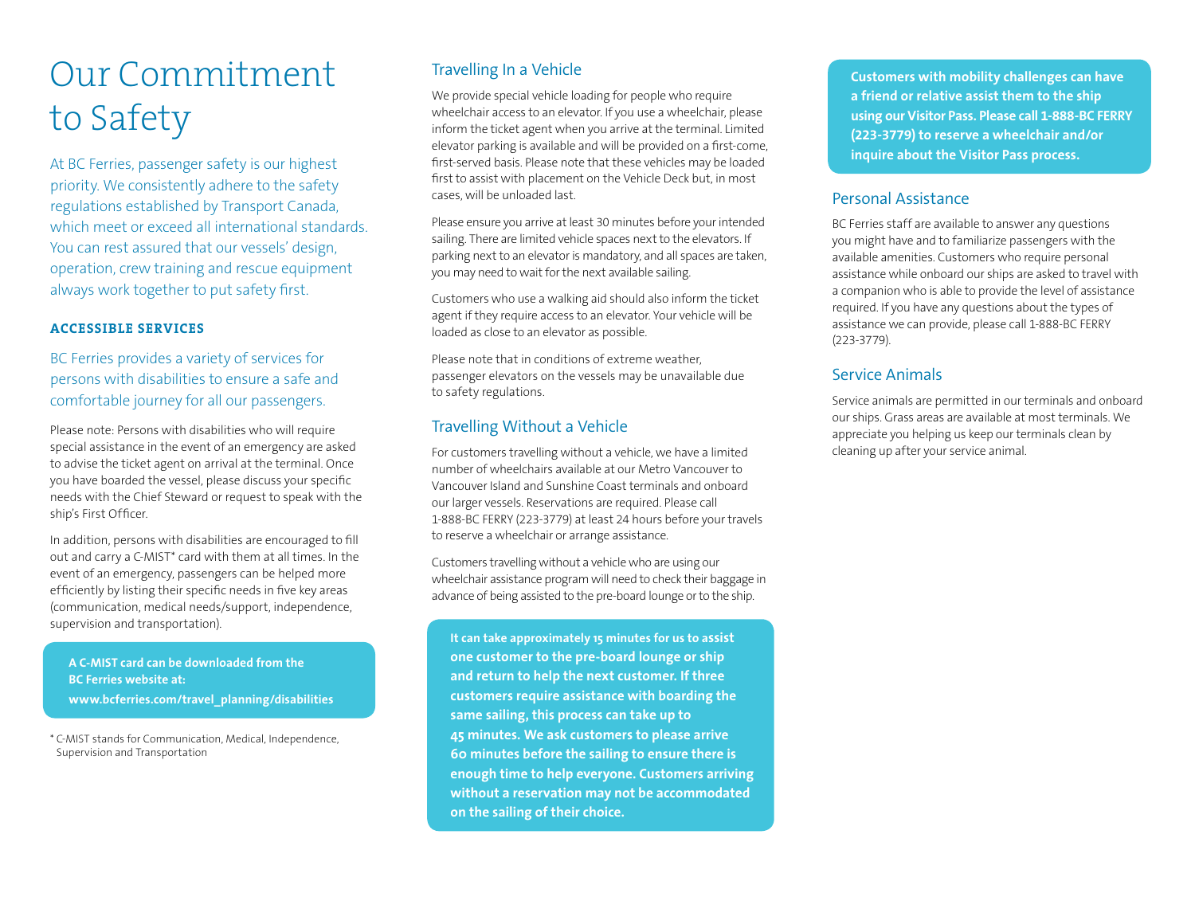# Our Commitment to Safety

At BC Ferries, passenger safety is our highest priority. We consistently adhere to the safety regulations established by Transport Canada, which meet or exceed all international standards. You can rest assured that our vessels' design, operation, crew training and rescue equipment always work together to put safety first.

### ACCESSIBLE SERVICES

BC Ferries provides a variety of services for persons with disabilities to ensure a safe and comfortable journey for all our passengers.

Please note: Persons with disabilities who will require special assistance in the event of an emergency are asked to advise the ticket agent on arrival at the terminal. Once you have boarded the vessel, please discuss your specific needs with the Chief Steward or request to speak with the ship's First Officer.

In addition, persons with disabilities are encouraged to fill out and carry a C-MIST* card with them at all times. In the event of an emergency, passengers can be helped more efficiently by listing their specific needs in five key areas (communication, medical needs/support, independence, supervision and transportation).

**A C-MIST card can be downloaded from the BC Ferries website at: www.bcferries.com/travel_planning/disabilities**

* C-MIST stands for Communication, Medical, Independence, Supervision and Transportation

## Travelling In a Vehicle

We provide special vehicle loading for people who require wheelchair access to an elevator. If you use a wheelchair, please inform the ticket agent when you arrive at the terminal. Limited elevator parking is available and will be provided on a first-come, first-served basis. Please note that these vehicles may be loaded first to assist with placement on the Vehicle Deck but, in most cases, will be unloaded last.

Please ensure you arrive at least 30 minutes before your intended sailing. There are limited vehicle spaces next to the elevators. If parking next to an elevator is mandatory, and all spaces are taken, you may need to wait for the next available sailing.

Customers who use a walking aid should also inform the ticket agent if they require access to an elevator. Your vehicle will be loaded as close to an elevator as possible.

Please note that in conditions of extreme weather, passenger elevators on the vessels may be unavailable due to safety regulations.

## Travelling Without a Vehicle

For customers travelling without a vehicle, we have a limited number of wheelchairs available at our Metro Vancouver to Vancouver Island and Sunshine Coast terminals and onboard our larger vessels. Reservations are required. Please call 1-888-BC FERRY (223-3779) at least 24 hours before your travels to reserve a wheelchair or arrange assistance.

Customers travelling without a vehicle who are using our wheelchair assistance program will need to check their baggage in advance of being assisted to the pre-board lounge or to the ship.

**It can take approximately 15 minutes for us to assist one customer to the pre-board lounge or ship and return to help the next customer. If three customers require assistance with boarding the same sailing, this process can take up to 45 minutes. We ask customers to please arrive 60 minutes before the sailing to ensure there is enough time to help everyone. Customers arriving without a reservation may not be accommodated on the sailing of their choice.**

**Customers with mobility challenges can have a friend or relative assist them to the ship using our Visitor Pass. Please call 1-888-BC FERRY (223-3779) to reserve a wheelchair and/or inquire about the Visitor Pass process.**

## Personal Assistance

BC Ferries staff are available to answer any questions you might have and to familiarize passengers with the available amenities. Customers who require personal assistance while onboard our ships are asked to travel with a companion who is able to provide the level of assistance required. If you have any questions about the types of assistance we can provide, please call 1-888-BC FERRY (223-3779).

## Service Animals

Service animals are permitted in our terminals and onboard our ships. Grass areas are available at most terminals. We appreciate you helping us keep our terminals clean by cleaning up after your service animal.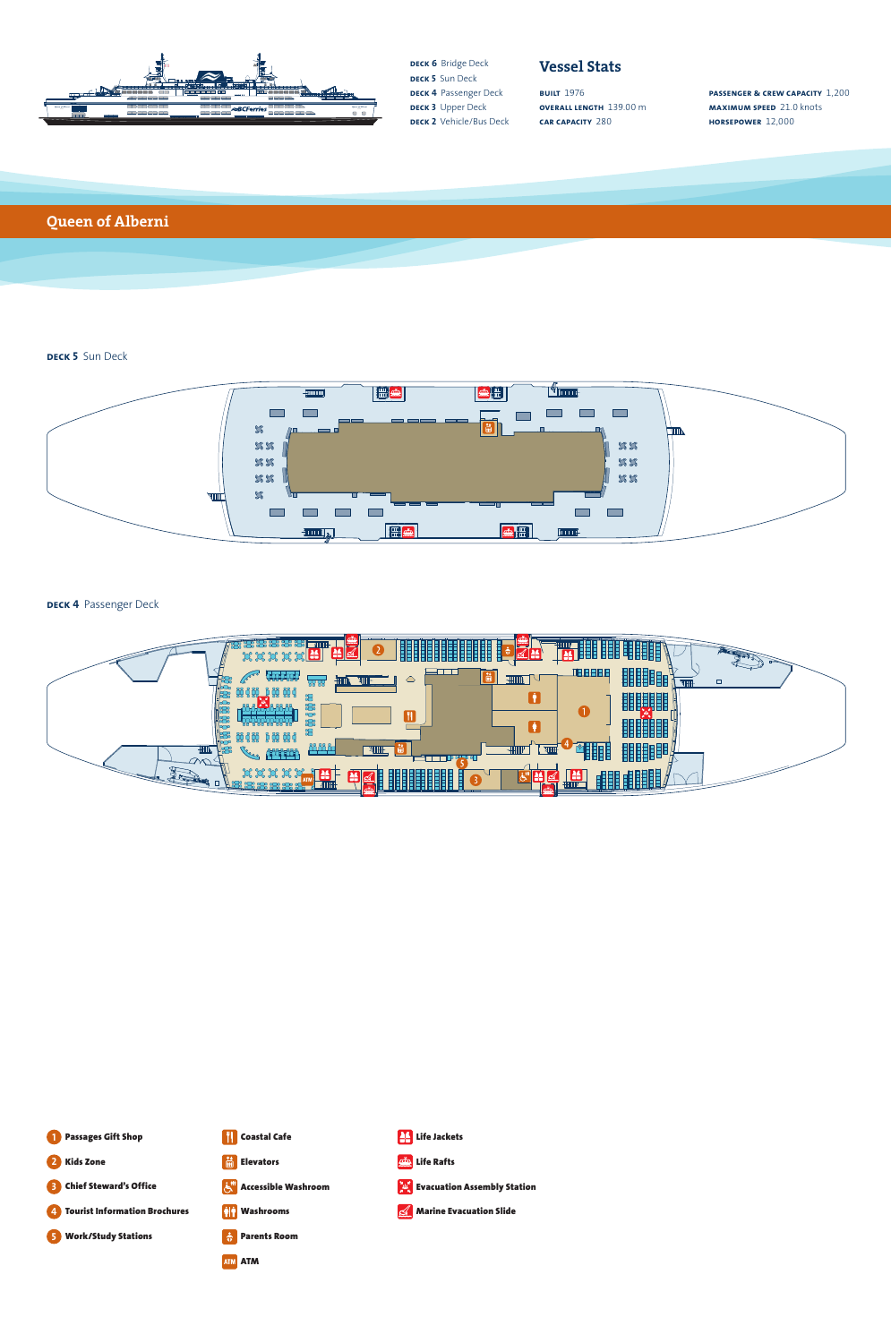**DECK 6** Bridge Deck
**DECK 5** Sun Deck
**DECK 4** Passenger Deck
**DECK 3** Upper Deck
**DECK 2** Vehicle/Bus Deck

## Vessel Stats

**BUILT** 1976
**OVERALL LENGTH** 139.00 m
**CAR CAPACITY** 280

**PASSENGER & CREW CAPACITY** 1,200
**MAXIMUM SPEED** 21.0 knots
**HORSEPOWER** 12,000

# Queen of Alberni

**DECK 5** Sun Deck

**DECK 4** Passenger Deck

1 **Passages Gift Shop**
2 **Kids Zone**
3 **Chief Steward's Office**
4 **Tourist Information Brochures**
5 **Work/Study Stations**

**Coastal Cafe**
**Elevators**
**Accessible Washroom**
**Washrooms**
**Parents Room**
**ATM**

**Life Jackets**
**Life Rafts**
**Evacuation Assembly Station**
**Marine Evacuation Slide**